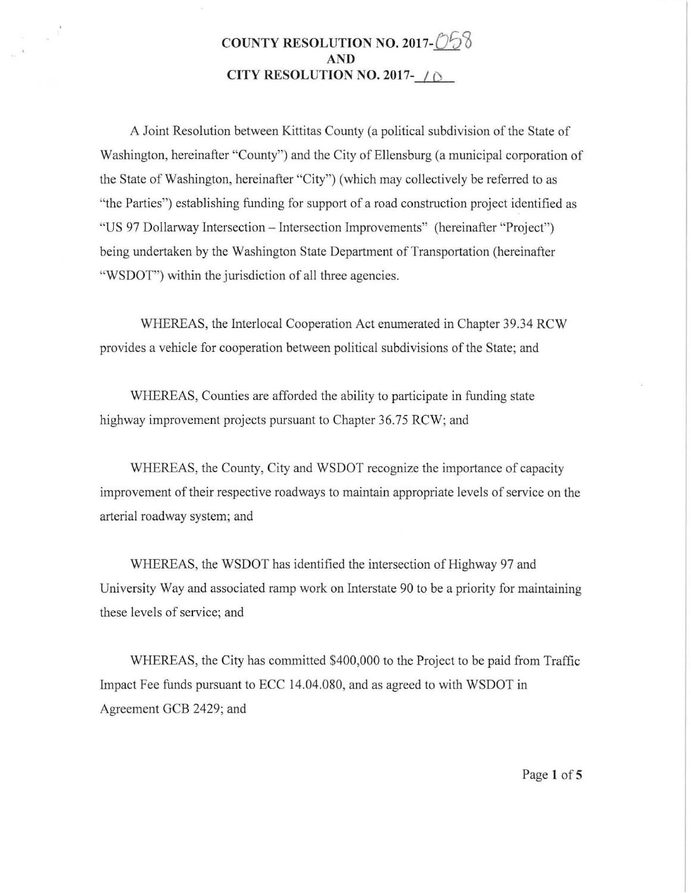# COUNTY RESOLUTION NO. 2017-058
# AND
# CITY RESOLUTION NO. 2017-10

A Joint Resolution between Kittitas County (a political subdivision of the State of Washington, hereinafter "County") and the City of Ellensburg (a municipal corporation of the State of Washington, hereinafter "City") (which may collectively be referred to as "the Parties") establishing funding for support of a road construction project identified as "US 97 Dollarway Intersection – Intersection Improvements" (hereinafter "Project") being undertaken by the Washington State Department of Transportation (hereinafter "WSDOT") within the jurisdiction of all three agencies.

WHEREAS, the Interlocal Cooperation Act enumerated in Chapter 39.34 RCW provides a vehicle for cooperation between political subdivisions of the State; and

WHEREAS, Counties are afforded the ability to participate in funding state highway improvement projects pursuant to Chapter 36.75 RCW; and

WHEREAS, the County, City and WSDOT recognize the importance of capacity improvement of their respective roadways to maintain appropriate levels of service on the arterial roadway system; and

WHEREAS, the WSDOT has identified the intersection of Highway 97 and University Way and associated ramp work on Interstate 90 to be a priority for maintaining these levels of service; and

WHEREAS, the City has committed $400,000 to the Project to be paid from Traffic Impact Fee funds pursuant to ECC 14.04.080, and as agreed to with WSDOT in Agreement GCB 2429; and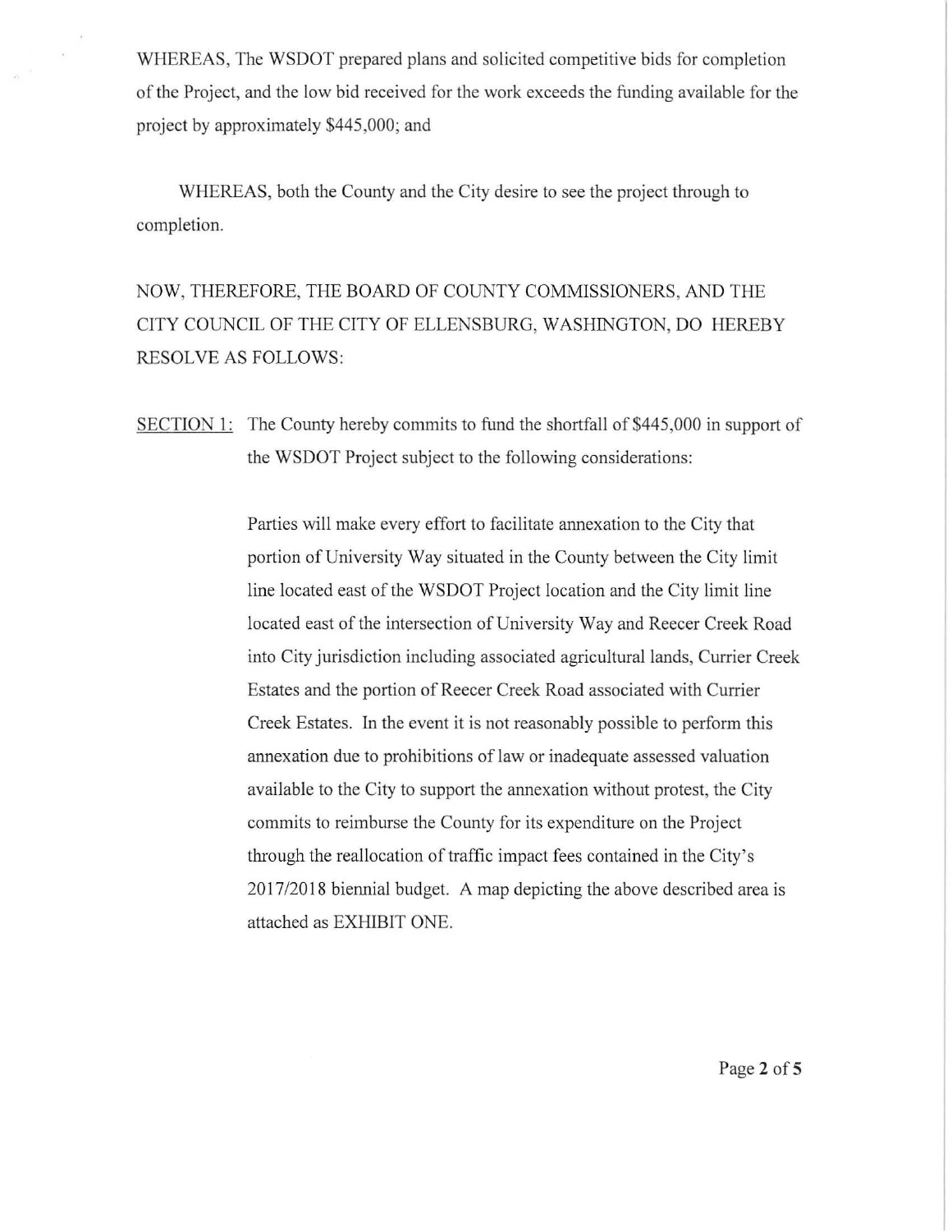WHEREAS, The WSDOT prepared plans and solicited competitive bids for completion of the Project, and the low bid received for the work exceeds the funding available for the project by approximately $445,000; and

WHEREAS, both the County and the City desire to see the project through to completion.

NOW, THEREFORE, THE BOARD OF COUNTY COMMISSIONERS, AND THE CITY COUNCIL OF THE CITY OF ELLENSBURG, WASHINGTON, DO HEREBY RESOLVE AS FOLLOWS:

<u>SECTION 1:</u> The County hereby commits to fund the shortfall of $445,000 in support of the WSDOT Project subject to the following considerations:

Parties will make every effort to facilitate annexation to the City that portion of University Way situated in the County between the City limit line located east of the WSDOT Project location and the City limit line located east of the intersection of University Way and Reecer Creek Road into City jurisdiction including associated agricultural lands, Currier Creek Estates and the portion of Reecer Creek Road associated with Currier Creek Estates. In the event it is not reasonably possible to perform this annexation due to prohibitions of law or inadequate assessed valuation available to the City to support the annexation without protest, the City commits to reimburse the County for its expenditure on the Project through the reallocation of traffic impact fees contained in the City's 2017/2018 biennial budget. A map depicting the above described area is attached as EXHIBIT ONE.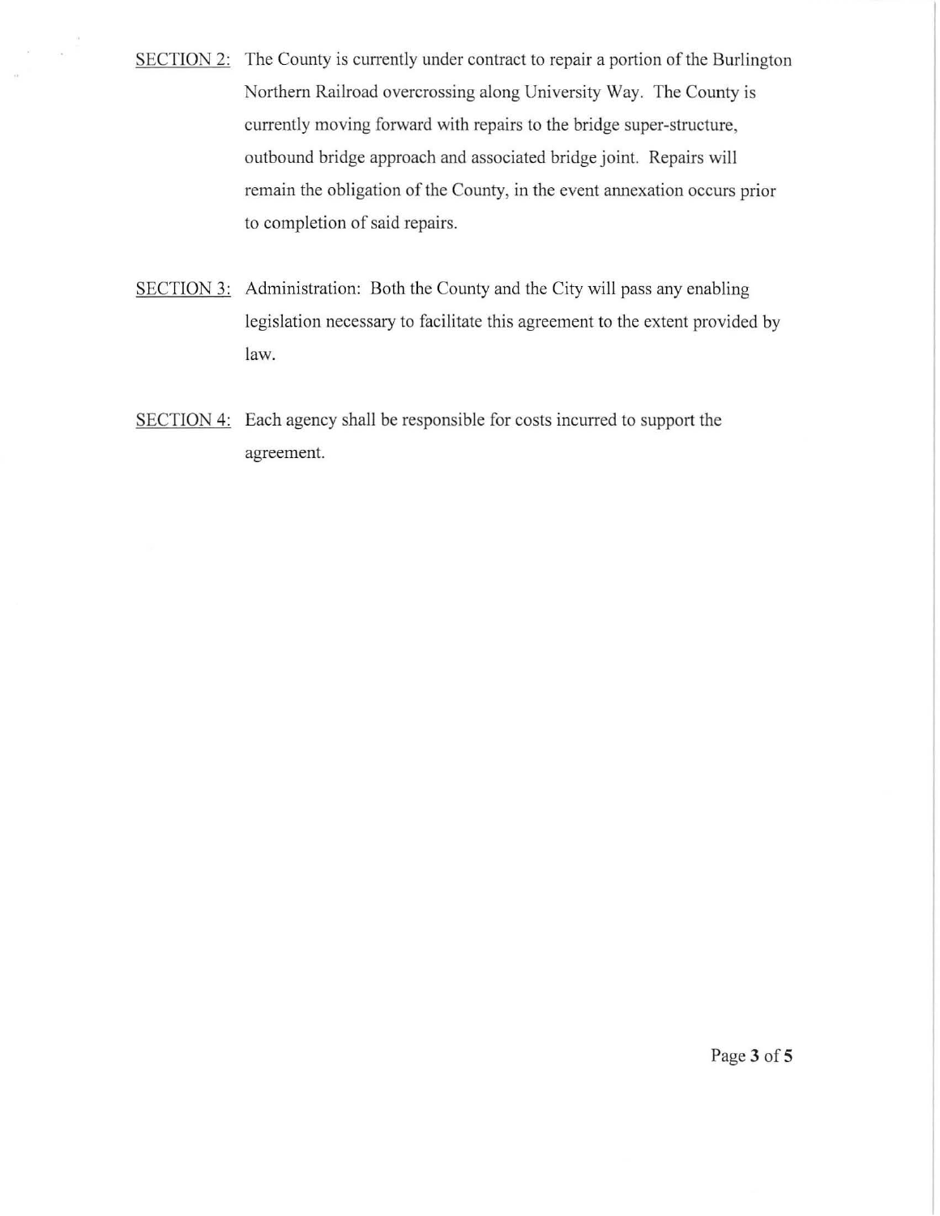<u>SECTION 2:</u> The County is currently under contract to repair a portion of the Burlington Northern Railroad overcrossing along University Way. The County is currently moving forward with repairs to the bridge super-structure, outbound bridge approach and associated bridge joint. Repairs will remain the obligation of the County, in the event annexation occurs prior to completion of said repairs.

<u>SECTION 3:</u> Administration: Both the County and the City will pass any enabling legislation necessary to facilitate this agreement to the extent provided by law.

<u>SECTION 4:</u> Each agency shall be responsible for costs incurred to support the agreement.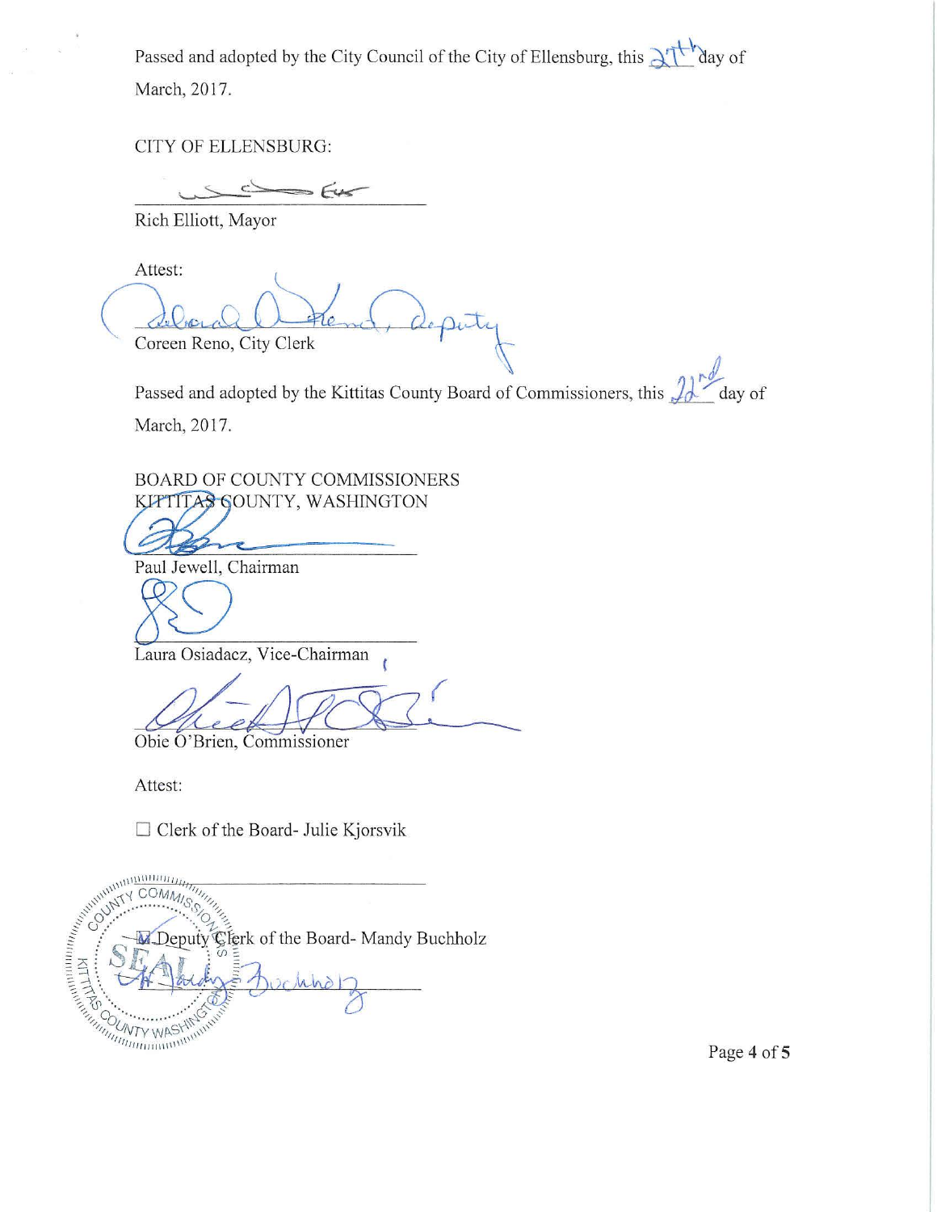Passed and adopted by the City Council of the City of Ellensburg, this 27th day of March, 2017.

CITY OF ELLENSBURG:

______________________________
Rich Elliott, Mayor

Attest:

______________________________, Deputy
Coreen Reno, City Clerk

Passed and adopted by the Kittitas County Board of Commissioners, this 22nd day of March, 2017.

BOARD OF COUNTY COMMISSIONERS
KITTITAS COUNTY, WASHINGTON

______________________________
Paul Jewell, Chairman

______________________________
Laura Osiadacz, Vice-Chairman

______________________________
Obie O'Brien, Commissioner

Attest:

☐ Clerk of the Board- Julie Kjorsvik

______________________________

☒ Deputy Clerk of the Board- Mandy Buchholz

______________________________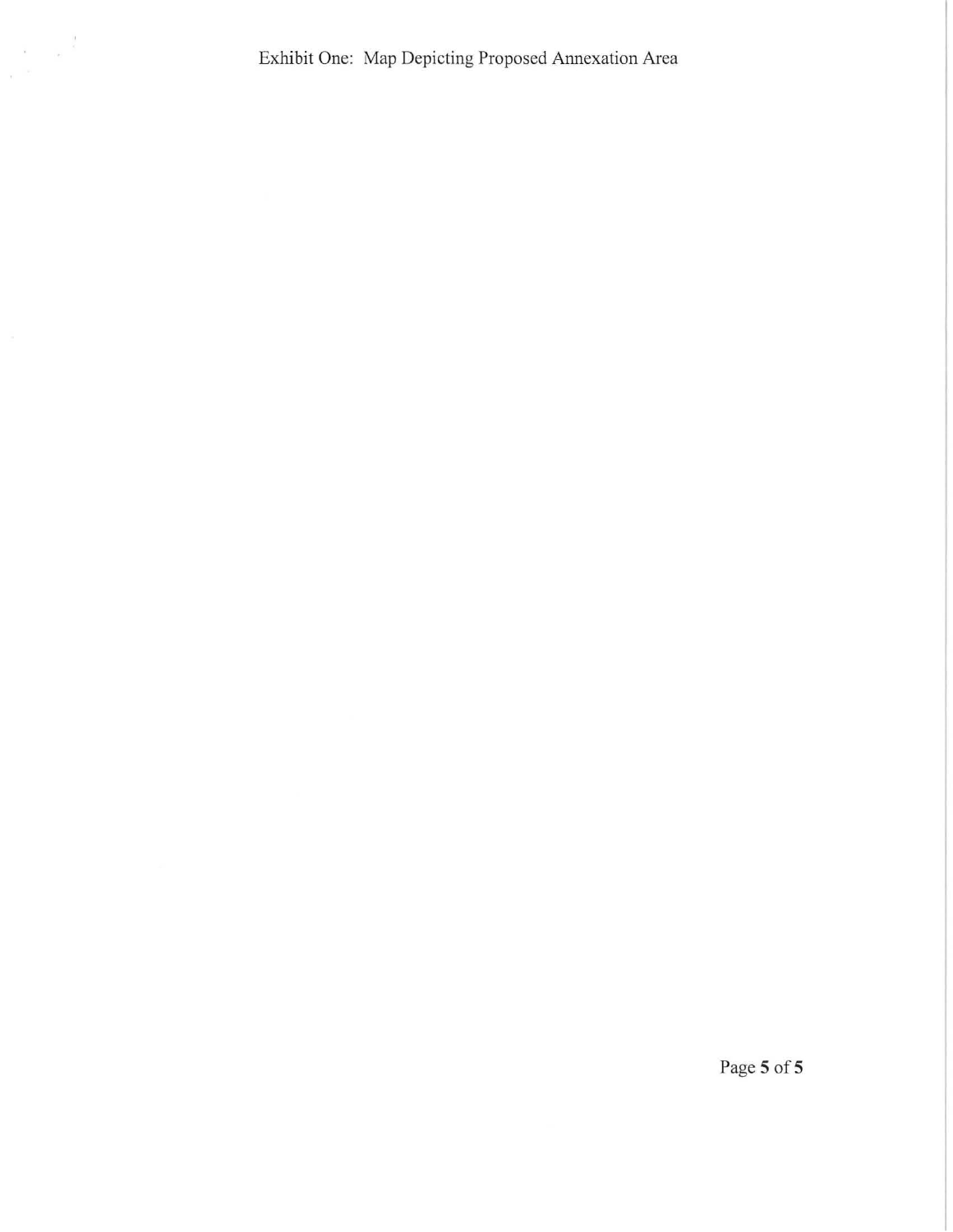Exhibit One: Map Depicting Proposed Annexation Area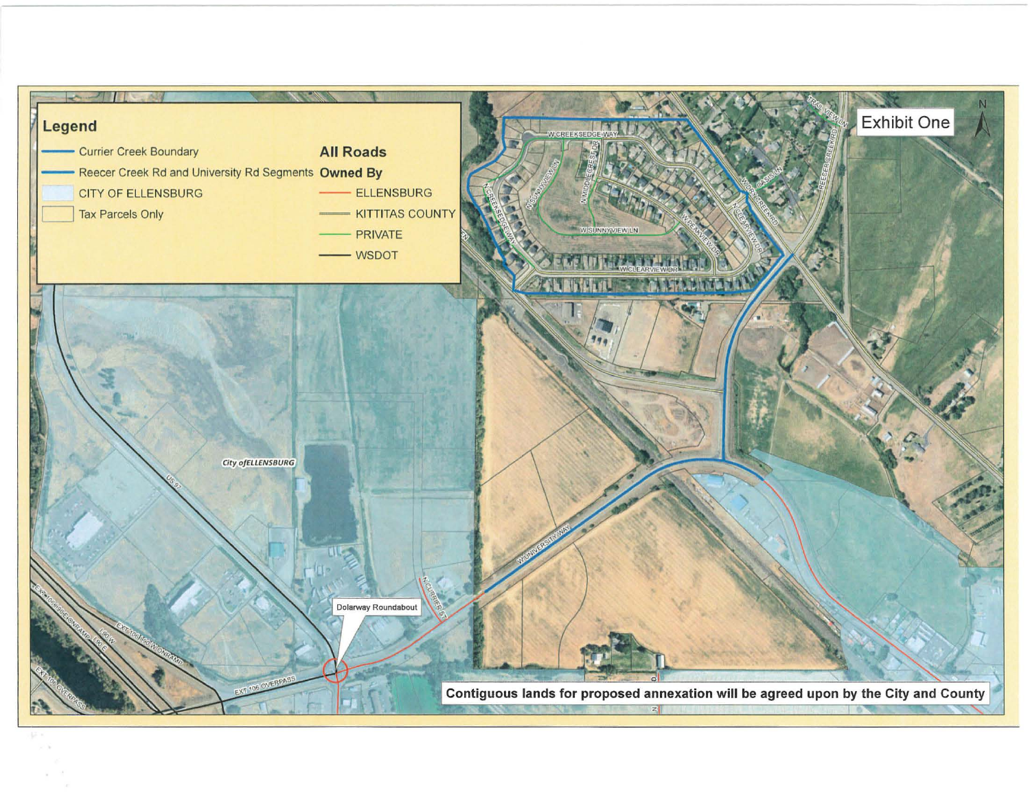Exhibit One

N

**Legend**

- Currier Creek Boundary
- Reecer Creek Rd and University Rd Segments
- CITY OF ELLENSBURG
- Tax Parcels Only

**All Roads Owned By**

- ELLENSBURG
- KITTITAS COUNTY
- PRIVATE
- WSDOT

W CREEKSEDGE WAY

N CREEKSEDGE WAY

N SUNNYVIEW LN

N MIDDLECREST DR

W SUNNYVIEW LN

W PEAKVIEW DR

W CLEARVIEW DR

N CLEARVIEW DR

W OASIS LN

N REECER CREEK RD

TRAIL VIEW LN

REECER CREEK RD

City of ELLENSBURG

US 97

W UNIVERSITY WAY

N CURRIER ST

Dolarway Roundabout

EXIT 106 OVERPASS

EXIT 106 I-90 W ONRAMP

I-90 W

I-90 E

EXIT 106 I-90 E ONRAMP

EXIT 106 OVERPASS

**Contiguous lands for proposed annexation will be agreed upon by the City and County**